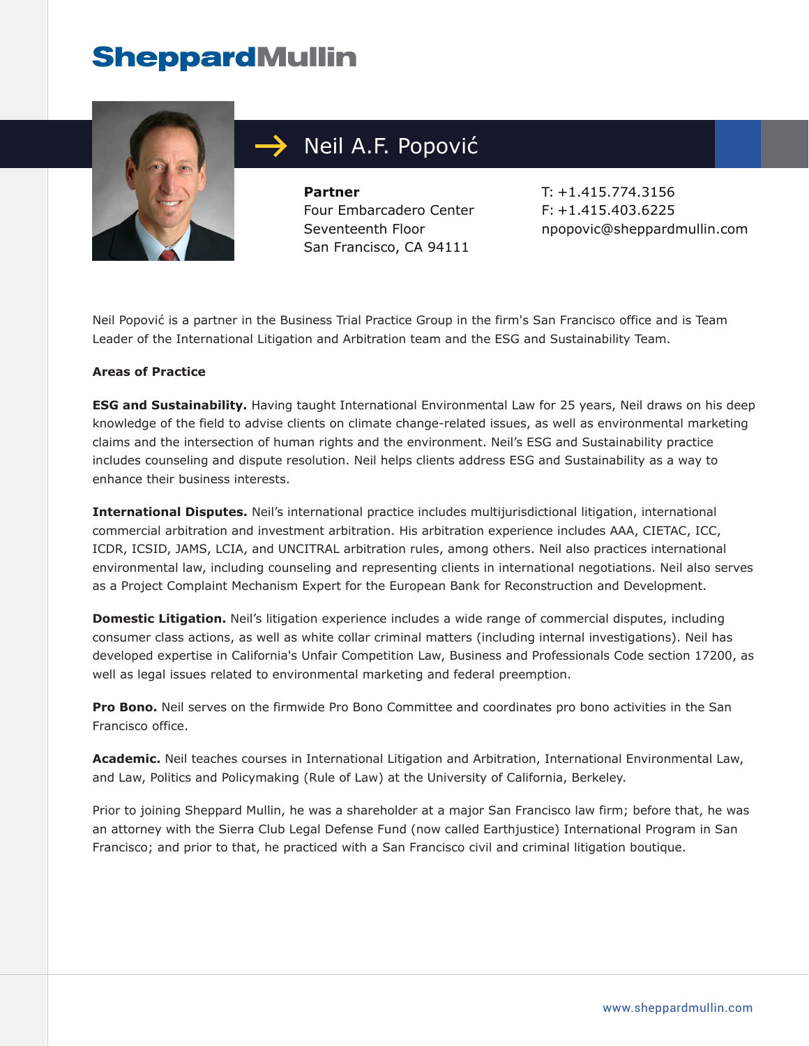# Neil A.F. Popović

**Partner**
Four Embarcadero Center
Seventeenth Floor
San Francisco, CA 94111

T: +1.415.774.3156
F: +1.415.403.6225
npopovic@sheppardmullin.com

Neil Popović is a partner in the Business Trial Practice Group in the firm's San Francisco office and is Team Leader of the International Litigation and Arbitration team and the ESG and Sustainability Team.

**Areas of Practice**

**ESG and Sustainability.** Having taught International Environmental Law for 25 years, Neil draws on his deep knowledge of the field to advise clients on climate change-related issues, as well as environmental marketing claims and the intersection of human rights and the environment. Neil's ESG and Sustainability practice includes counseling and dispute resolution. Neil helps clients address ESG and Sustainability as a way to enhance their business interests.

**International Disputes.** Neil's international practice includes multijurisdictional litigation, international commercial arbitration and investment arbitration. His arbitration experience includes AAA, CIETAC, ICC, ICDR, ICSID, JAMS, LCIA, and UNCITRAL arbitration rules, among others. Neil also practices international environmental law, including counseling and representing clients in international negotiations. Neil also serves as a Project Complaint Mechanism Expert for the European Bank for Reconstruction and Development.

**Domestic Litigation.** Neil's litigation experience includes a wide range of commercial disputes, including consumer class actions, as well as white collar criminal matters (including internal investigations). Neil has developed expertise in California's Unfair Competition Law, Business and Professionals Code section 17200, as well as legal issues related to environmental marketing and federal preemption.

**Pro Bono.** Neil serves on the firmwide Pro Bono Committee and coordinates pro bono activities in the San Francisco office.

**Academic.** Neil teaches courses in International Litigation and Arbitration, International Environmental Law, and Law, Politics and Policymaking (Rule of Law) at the University of California, Berkeley.

Prior to joining Sheppard Mullin, he was a shareholder at a major San Francisco law firm; before that, he was an attorney with the Sierra Club Legal Defense Fund (now called Earthjustice) International Program in San Francisco; and prior to that, he practiced with a San Francisco civil and criminal litigation boutique.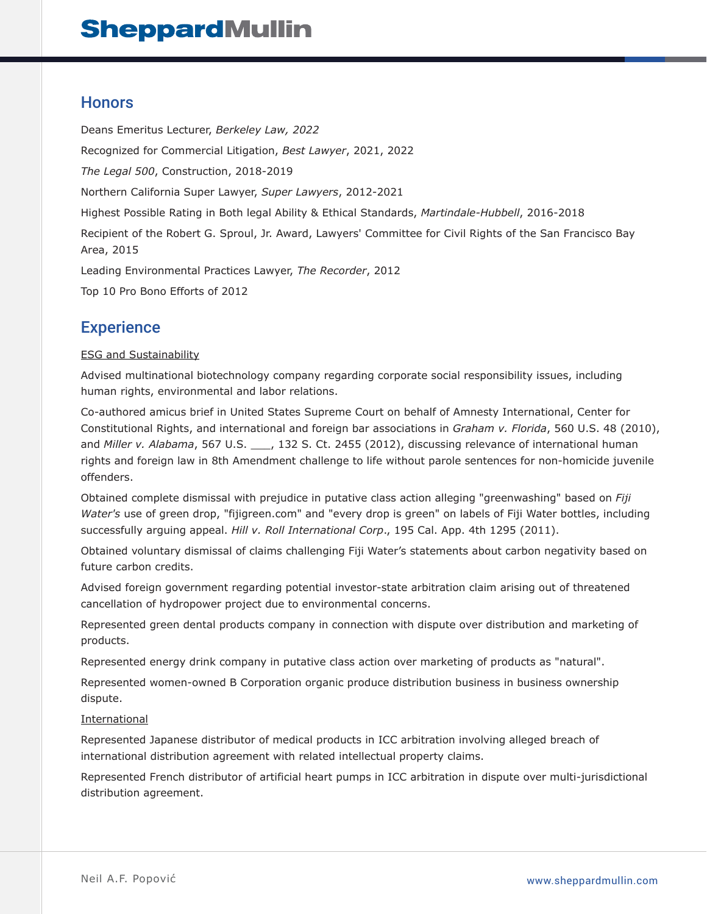## Honors

Deans Emeritus Lecturer, *Berkeley Law, 2022*

Recognized for Commercial Litigation, *Best Lawyer*, 2021, 2022

*The Legal 500*, Construction, 2018-2019

Northern California Super Lawyer, *Super Lawyers*, 2012-2021

Highest Possible Rating in Both legal Ability & Ethical Standards, *Martindale-Hubbell*, 2016-2018

Recipient of the Robert G. Sproul, Jr. Award, Lawyers' Committee for Civil Rights of the San Francisco Bay Area, 2015

Leading Environmental Practices Lawyer, *The Recorder*, 2012

Top 10 Pro Bono Efforts of 2012

## Experience

<u>ESG and Sustainability</u>

Advised multinational biotechnology company regarding corporate social responsibility issues, including human rights, environmental and labor relations.

Co-authored amicus brief in United States Supreme Court on behalf of Amnesty International, Center for Constitutional Rights, and international and foreign bar associations in *Graham v. Florida*, 560 U.S. 48 (2010), and *Miller v. Alabama*, 567 U.S. ___, 132 S. Ct. 2455 (2012), discussing relevance of international human rights and foreign law in 8th Amendment challenge to life without parole sentences for non-homicide juvenile offenders.

Obtained complete dismissal with prejudice in putative class action alleging "greenwashing" based on *Fiji Water's* use of green drop, "fijigreen.com" and "every drop is green" on labels of Fiji Water bottles, including successfully arguing appeal. *Hill v. Roll International Corp*., 195 Cal. App. 4th 1295 (2011).

Obtained voluntary dismissal of claims challenging Fiji Water's statements about carbon negativity based on future carbon credits.

Advised foreign government regarding potential investor-state arbitration claim arising out of threatened cancellation of hydropower project due to environmental concerns.

Represented green dental products company in connection with dispute over distribution and marketing of products.

Represented energy drink company in putative class action over marketing of products as "natural".

Represented women-owned B Corporation organic produce distribution business in business ownership dispute.

<u>International</u>

Represented Japanese distributor of medical products in ICC arbitration involving alleged breach of international distribution agreement with related intellectual property claims.

Represented French distributor of artificial heart pumps in ICC arbitration in dispute over multi-jurisdictional distribution agreement.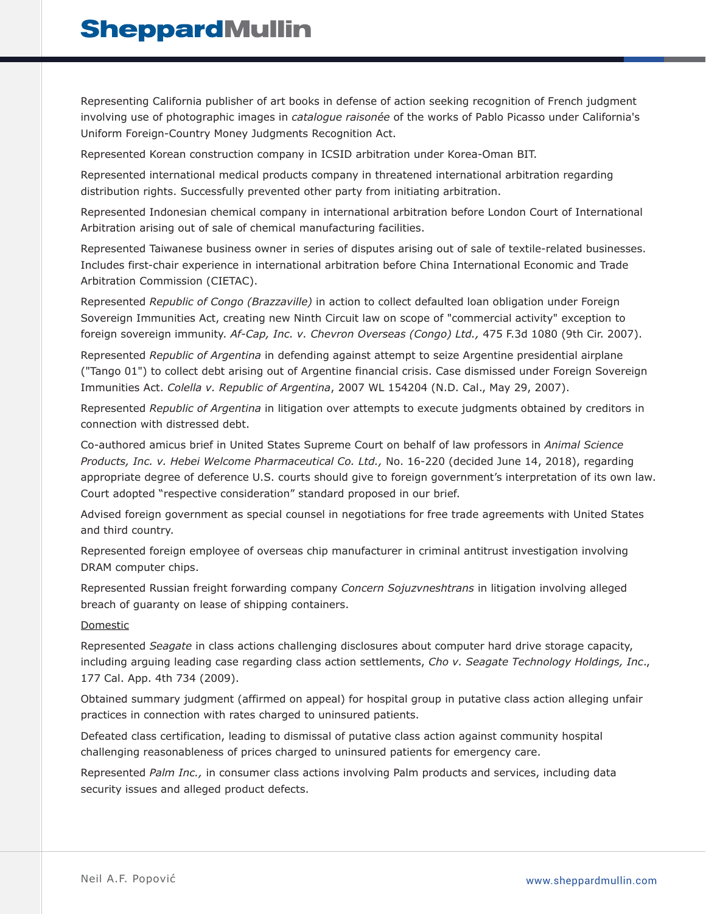Representing California publisher of art books in defense of action seeking recognition of French judgment involving use of photographic images in *catalogue raisonée* of the works of Pablo Picasso under California's Uniform Foreign-Country Money Judgments Recognition Act.

Represented Korean construction company in ICSID arbitration under Korea-Oman BIT.

Represented international medical products company in threatened international arbitration regarding distribution rights. Successfully prevented other party from initiating arbitration.

Represented Indonesian chemical company in international arbitration before London Court of International Arbitration arising out of sale of chemical manufacturing facilities.

Represented Taiwanese business owner in series of disputes arising out of sale of textile-related businesses. Includes first-chair experience in international arbitration before China International Economic and Trade Arbitration Commission (CIETAC).

Represented *Republic of Congo (Brazzaville)* in action to collect defaulted loan obligation under Foreign Sovereign Immunities Act, creating new Ninth Circuit law on scope of "commercial activity" exception to foreign sovereign immunity. *Af-Cap, Inc. v. Chevron Overseas (Congo) Ltd.,* 475 F.3d 1080 (9th Cir. 2007).

Represented *Republic of Argentina* in defending against attempt to seize Argentine presidential airplane ("Tango 01") to collect debt arising out of Argentine financial crisis. Case dismissed under Foreign Sovereign Immunities Act. *Colella v. Republic of Argentina*, 2007 WL 154204 (N.D. Cal., May 29, 2007).

Represented *Republic of Argentina* in litigation over attempts to execute judgments obtained by creditors in connection with distressed debt.

Co-authored amicus brief in United States Supreme Court on behalf of law professors in *Animal Science Products, Inc. v. Hebei Welcome Pharmaceutical Co. Ltd.,* No. 16-220 (decided June 14, 2018), regarding appropriate degree of deference U.S. courts should give to foreign government's interpretation of its own law. Court adopted "respective consideration" standard proposed in our brief.

Advised foreign government as special counsel in negotiations for free trade agreements with United States and third country.

Represented foreign employee of overseas chip manufacturer in criminal antitrust investigation involving DRAM computer chips.

Represented Russian freight forwarding company *Concern Sojuzvneshtrans* in litigation involving alleged breach of guaranty on lease of shipping containers.

Domestic

Represented *Seagate* in class actions challenging disclosures about computer hard drive storage capacity, including arguing leading case regarding class action settlements, *Cho v. Seagate Technology Holdings, Inc*., 177 Cal. App. 4th 734 (2009).

Obtained summary judgment (affirmed on appeal) for hospital group in putative class action alleging unfair practices in connection with rates charged to uninsured patients.

Defeated class certification, leading to dismissal of putative class action against community hospital challenging reasonableness of prices charged to uninsured patients for emergency care.

Represented *Palm Inc.,* in consumer class actions involving Palm products and services, including data security issues and alleged product defects.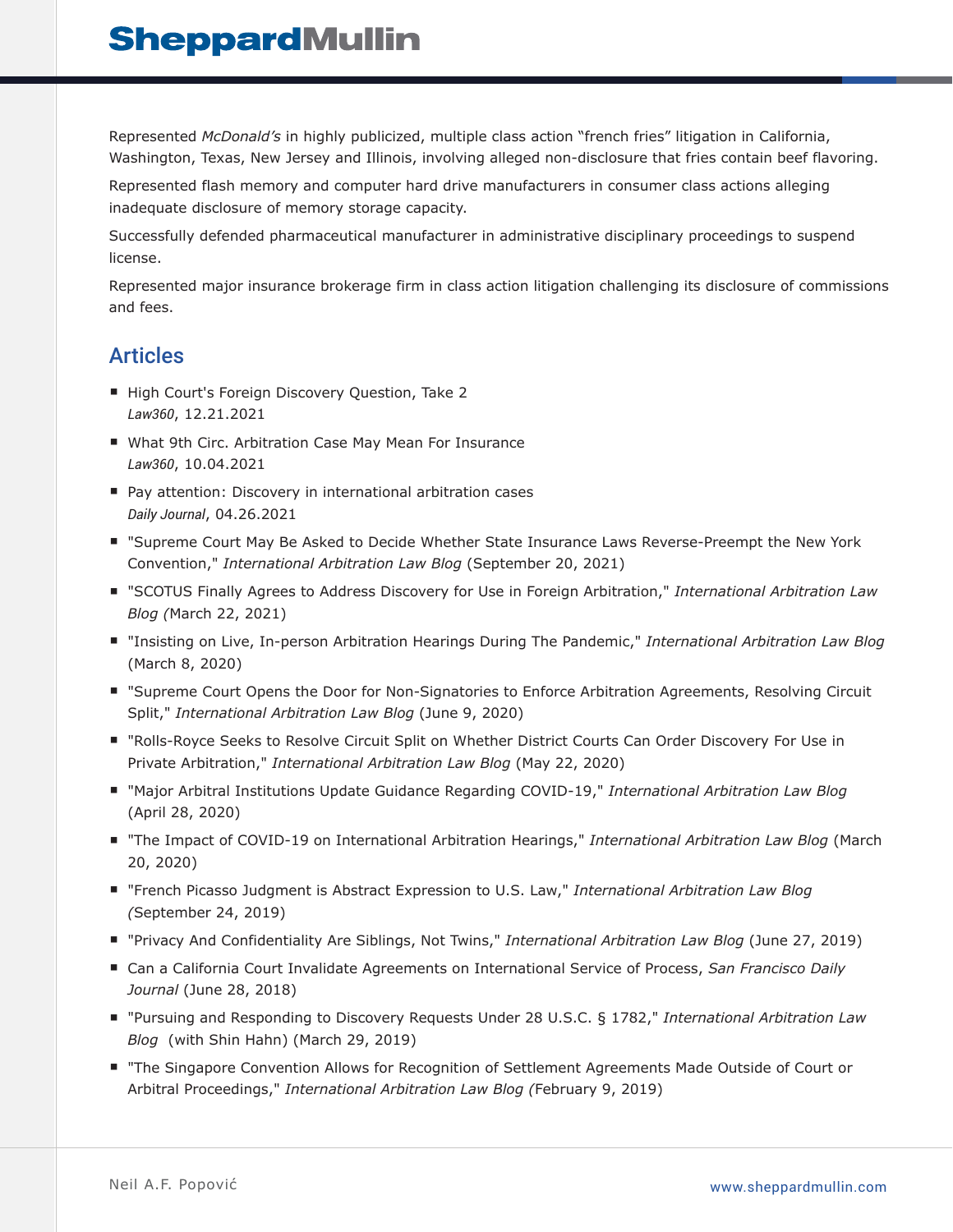Represented *McDonald's* in highly publicized, multiple class action "french fries" litigation in California, Washington, Texas, New Jersey and Illinois, involving alleged non-disclosure that fries contain beef flavoring.

Represented flash memory and computer hard drive manufacturers in consumer class actions alleging inadequate disclosure of memory storage capacity.

Successfully defended pharmaceutical manufacturer in administrative disciplinary proceedings to suspend license.

Represented major insurance brokerage firm in class action litigation challenging its disclosure of commissions and fees.

## Articles

- High Court's Foreign Discovery Question, Take 2
  *Law360*, 12.21.2021
- What 9th Circ. Arbitration Case May Mean For Insurance
  *Law360*, 10.04.2021
- Pay attention: Discovery in international arbitration cases
  *Daily Journal*, 04.26.2021
- "Supreme Court May Be Asked to Decide Whether State Insurance Laws Reverse-Preempt the New York Convention," *International Arbitration Law Blog* (September 20, 2021)
- "SCOTUS Finally Agrees to Address Discovery for Use in Foreign Arbitration," *International Arbitration Law Blog (*March 22, 2021)
- "Insisting on Live, In-person Arbitration Hearings During The Pandemic," *International Arbitration Law Blog* (March 8, 2020)
- "Supreme Court Opens the Door for Non-Signatories to Enforce Arbitration Agreements, Resolving Circuit Split," *International Arbitration Law Blog* (June 9, 2020)
- "Rolls-Royce Seeks to Resolve Circuit Split on Whether District Courts Can Order Discovery For Use in Private Arbitration," *International Arbitration Law Blog* (May 22, 2020)
- "Major Arbitral Institutions Update Guidance Regarding COVID-19," *International Arbitration Law Blog* (April 28, 2020)
- "The Impact of COVID-19 on International Arbitration Hearings," *International Arbitration Law Blog* (March 20, 2020)
- "French Picasso Judgment is Abstract Expression to U.S. Law," *International Arbitration Law Blog (*September 24, 2019)
- "Privacy And Confidentiality Are Siblings, Not Twins," *International Arbitration Law Blog* (June 27, 2019)
- Can a California Court Invalidate Agreements on International Service of Process, *San Francisco Daily Journal* (June 28, 2018)
- "Pursuing and Responding to Discovery Requests Under 28 U.S.C. § 1782," *International Arbitration Law Blog* (with Shin Hahn) (March 29, 2019)
- "The Singapore Convention Allows for Recognition of Settlement Agreements Made Outside of Court or Arbitral Proceedings," *International Arbitration Law Blog (*February 9, 2019)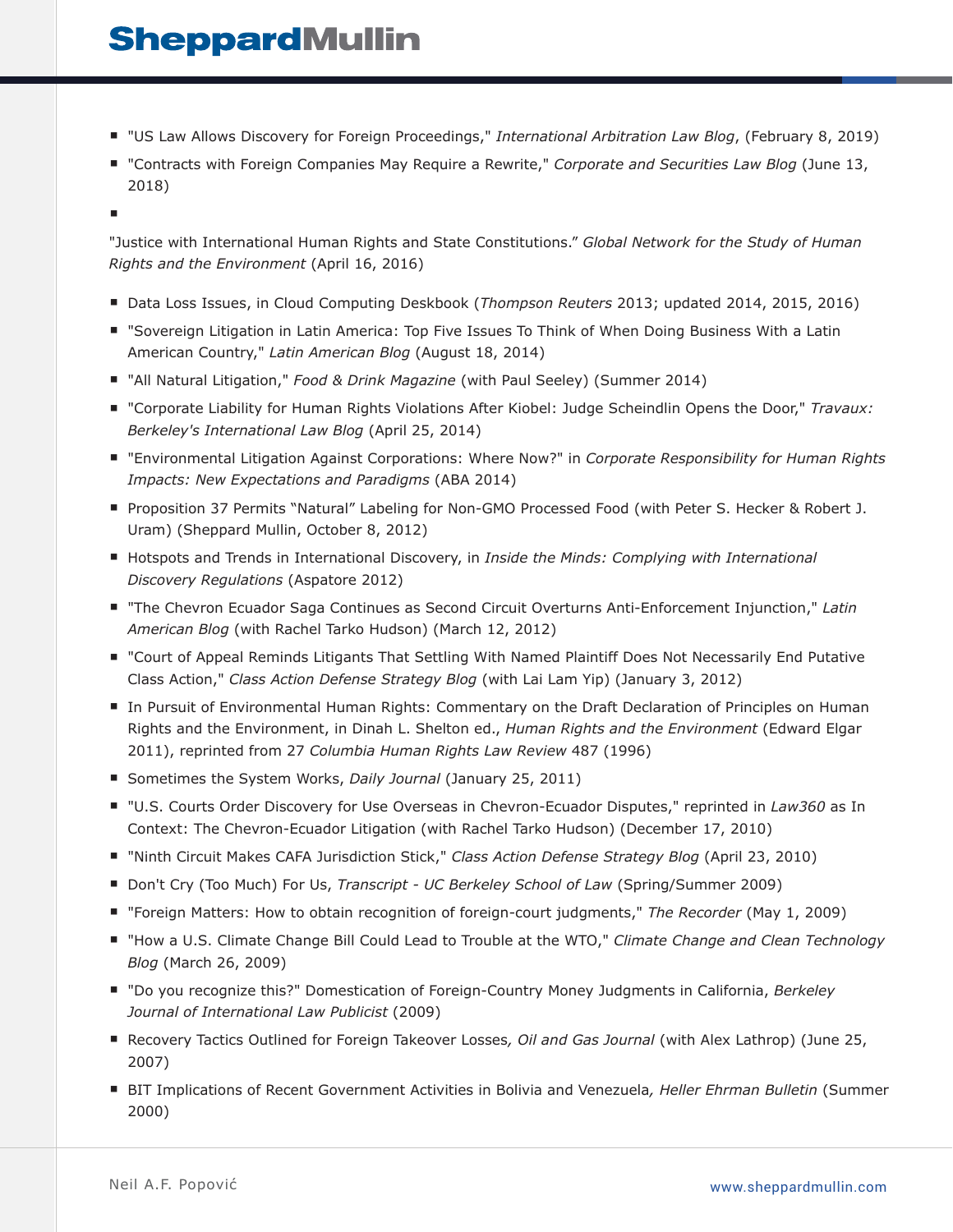- "US Law Allows Discovery for Foreign Proceedings," *International Arbitration Law Blog*, (February 8, 2019)
- "Contracts with Foreign Companies May Require a Rewrite," *Corporate and Securities Law Blog* (June 13, 2018)
-

"Justice with International Human Rights and State Constitutions." *Global Network for the Study of Human Rights and the Environment* (April 16, 2016)

- Data Loss Issues, in Cloud Computing Deskbook (*Thompson Reuters* 2013; updated 2014, 2015, 2016)
- "Sovereign Litigation in Latin America: Top Five Issues To Think of When Doing Business With a Latin American Country," *Latin American Blog* (August 18, 2014)
- "All Natural Litigation," *Food & Drink Magazine* (with Paul Seeley) (Summer 2014)
- "Corporate Liability for Human Rights Violations After Kiobel: Judge Scheindlin Opens the Door," *Travaux: Berkeley's International Law Blog* (April 25, 2014)
- "Environmental Litigation Against Corporations: Where Now?" in *Corporate Responsibility for Human Rights Impacts: New Expectations and Paradigms* (ABA 2014)
- Proposition 37 Permits "Natural" Labeling for Non-GMO Processed Food (with Peter S. Hecker & Robert J. Uram) (Sheppard Mullin, October 8, 2012)
- Hotspots and Trends in International Discovery, in *Inside the Minds: Complying with International Discovery Regulations* (Aspatore 2012)
- "The Chevron Ecuador Saga Continues as Second Circuit Overturns Anti-Enforcement Injunction," *Latin American Blog* (with Rachel Tarko Hudson) (March 12, 2012)
- "Court of Appeal Reminds Litigants That Settling With Named Plaintiff Does Not Necessarily End Putative Class Action," *Class Action Defense Strategy Blog* (with Lai Lam Yip) (January 3, 2012)
- In Pursuit of Environmental Human Rights: Commentary on the Draft Declaration of Principles on Human Rights and the Environment, in Dinah L. Shelton ed., *Human Rights and the Environment* (Edward Elgar 2011), reprinted from 27 *Columbia Human Rights Law Review* 487 (1996)
- Sometimes the System Works, *Daily Journal* (January 25, 2011)
- "U.S. Courts Order Discovery for Use Overseas in Chevron-Ecuador Disputes," reprinted in *Law360* as In Context: The Chevron-Ecuador Litigation (with Rachel Tarko Hudson) (December 17, 2010)
- "Ninth Circuit Makes CAFA Jurisdiction Stick," *Class Action Defense Strategy Blog* (April 23, 2010)
- Don't Cry (Too Much) For Us, *Transcript - UC Berkeley School of Law* (Spring/Summer 2009)
- "Foreign Matters: How to obtain recognition of foreign-court judgments," *The Recorder* (May 1, 2009)
- "How a U.S. Climate Change Bill Could Lead to Trouble at the WTO," *Climate Change and Clean Technology Blog* (March 26, 2009)
- "Do you recognize this?" Domestication of Foreign-Country Money Judgments in California, *Berkeley Journal of International Law Publicist* (2009)
- Recovery Tactics Outlined for Foreign Takeover Losses*, Oil and Gas Journal* (with Alex Lathrop) (June 25, 2007)
- BIT Implications of Recent Government Activities in Bolivia and Venezuela*, Heller Ehrman Bulletin* (Summer 2000)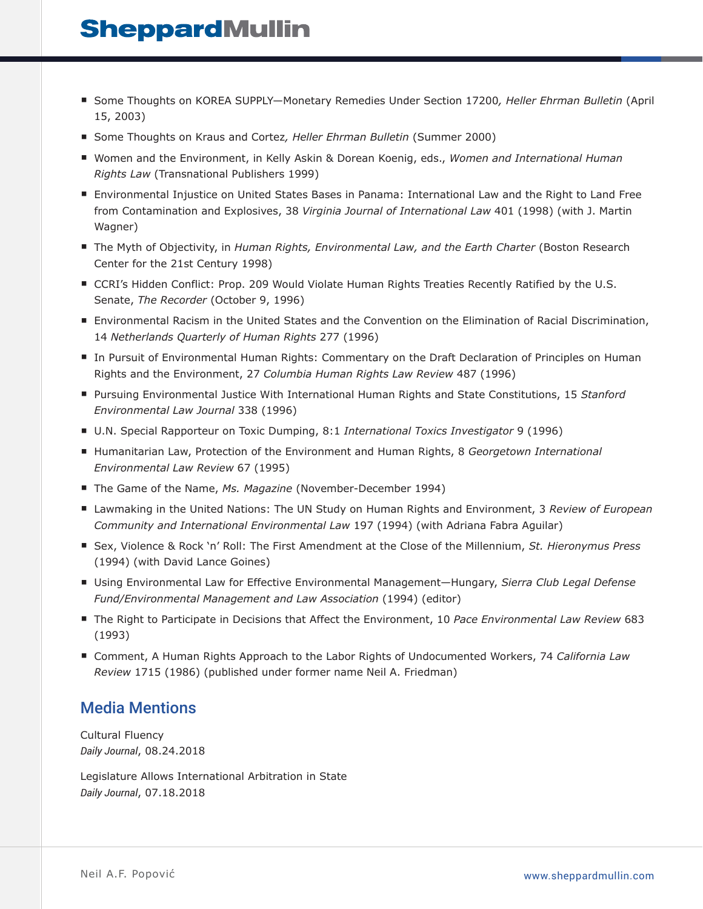- Some Thoughts on KOREA SUPPLY—Monetary Remedies Under Section 17200, *Heller Ehrman Bulletin* (April 15, 2003)
- Some Thoughts on Kraus and Cortez, *Heller Ehrman Bulletin* (Summer 2000)
- Women and the Environment, in Kelly Askin & Dorean Koenig, eds., *Women and International Human Rights Law* (Transnational Publishers 1999)
- Environmental Injustice on United States Bases in Panama: International Law and the Right to Land Free from Contamination and Explosives, 38 *Virginia Journal of International Law* 401 (1998) (with J. Martin Wagner)
- The Myth of Objectivity, in *Human Rights, Environmental Law, and the Earth Charter* (Boston Research Center for the 21st Century 1998)
- CCRI's Hidden Conflict: Prop. 209 Would Violate Human Rights Treaties Recently Ratified by the U.S. Senate, *The Recorder* (October 9, 1996)
- Environmental Racism in the United States and the Convention on the Elimination of Racial Discrimination, 14 *Netherlands Quarterly of Human Rights* 277 (1996)
- In Pursuit of Environmental Human Rights: Commentary on the Draft Declaration of Principles on Human Rights and the Environment, 27 *Columbia Human Rights Law Review* 487 (1996)
- Pursuing Environmental Justice With International Human Rights and State Constitutions, 15 *Stanford Environmental Law Journal* 338 (1996)
- U.N. Special Rapporteur on Toxic Dumping, 8:1 *International Toxics Investigator* 9 (1996)
- Humanitarian Law, Protection of the Environment and Human Rights, 8 *Georgetown International Environmental Law Review* 67 (1995)
- The Game of the Name, *Ms. Magazine* (November-December 1994)
- Lawmaking in the United Nations: The UN Study on Human Rights and Environment, 3 *Review of European Community and International Environmental Law* 197 (1994) (with Adriana Fabra Aguilar)
- Sex, Violence & Rock 'n' Roll: The First Amendment at the Close of the Millennium, *St. Hieronymus Press* (1994) (with David Lance Goines)
- Using Environmental Law for Effective Environmental Management—Hungary, *Sierra Club Legal Defense Fund/Environmental Management and Law Association* (1994) (editor)
- The Right to Participate in Decisions that Affect the Environment, 10 *Pace Environmental Law Review* 683 (1993)
- Comment, A Human Rights Approach to the Labor Rights of Undocumented Workers, 74 *California Law Review* 1715 (1986) (published under former name Neil A. Friedman)

## Media Mentions

Cultural Fluency
*Daily Journal*, 08.24.2018

Legislature Allows International Arbitration in State
*Daily Journal*, 07.18.2018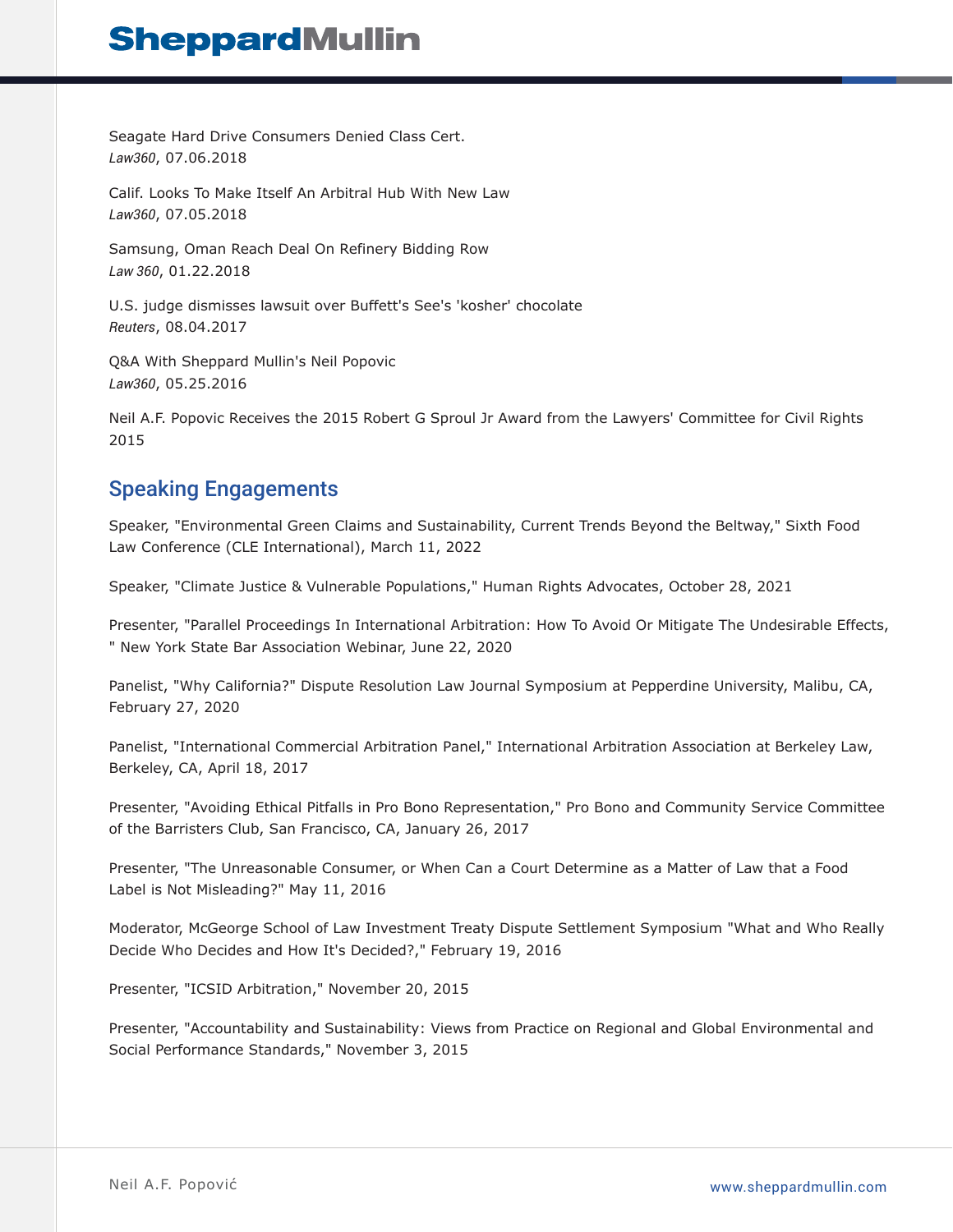Seagate Hard Drive Consumers Denied Class Cert.
*Law360*, 07.06.2018

Calif. Looks To Make Itself An Arbitral Hub With New Law
*Law360*, 07.05.2018

Samsung, Oman Reach Deal On Refinery Bidding Row
*Law 360*, 01.22.2018

U.S. judge dismisses lawsuit over Buffett's See's 'kosher' chocolate
*Reuters*, 08.04.2017

Q&A With Sheppard Mullin's Neil Popovic
*Law360*, 05.25.2016

Neil A.F. Popovic Receives the 2015 Robert G Sproul Jr Award from the Lawyers' Committee for Civil Rights
2015

## Speaking Engagements

Speaker, "Environmental Green Claims and Sustainability, Current Trends Beyond the Beltway," Sixth Food Law Conference (CLE International), March 11, 2022

Speaker, "Climate Justice & Vulnerable Populations," Human Rights Advocates, October 28, 2021

Presenter, "Parallel Proceedings In International Arbitration: How To Avoid Or Mitigate The Undesirable Effects, " New York State Bar Association Webinar, June 22, 2020

Panelist, "Why California?" Dispute Resolution Law Journal Symposium at Pepperdine University, Malibu, CA, February 27, 2020

Panelist, "International Commercial Arbitration Panel," International Arbitration Association at Berkeley Law, Berkeley, CA, April 18, 2017

Presenter, "Avoiding Ethical Pitfalls in Pro Bono Representation," Pro Bono and Community Service Committee of the Barristers Club, San Francisco, CA, January 26, 2017

Presenter, "The Unreasonable Consumer, or When Can a Court Determine as a Matter of Law that a Food Label is Not Misleading?" May 11, 2016

Moderator, McGeorge School of Law Investment Treaty Dispute Settlement Symposium "What and Who Really Decide Who Decides and How It's Decided?," February 19, 2016

Presenter, "ICSID Arbitration," November 20, 2015

Presenter, "Accountability and Sustainability: Views from Practice on Regional and Global Environmental and Social Performance Standards," November 3, 2015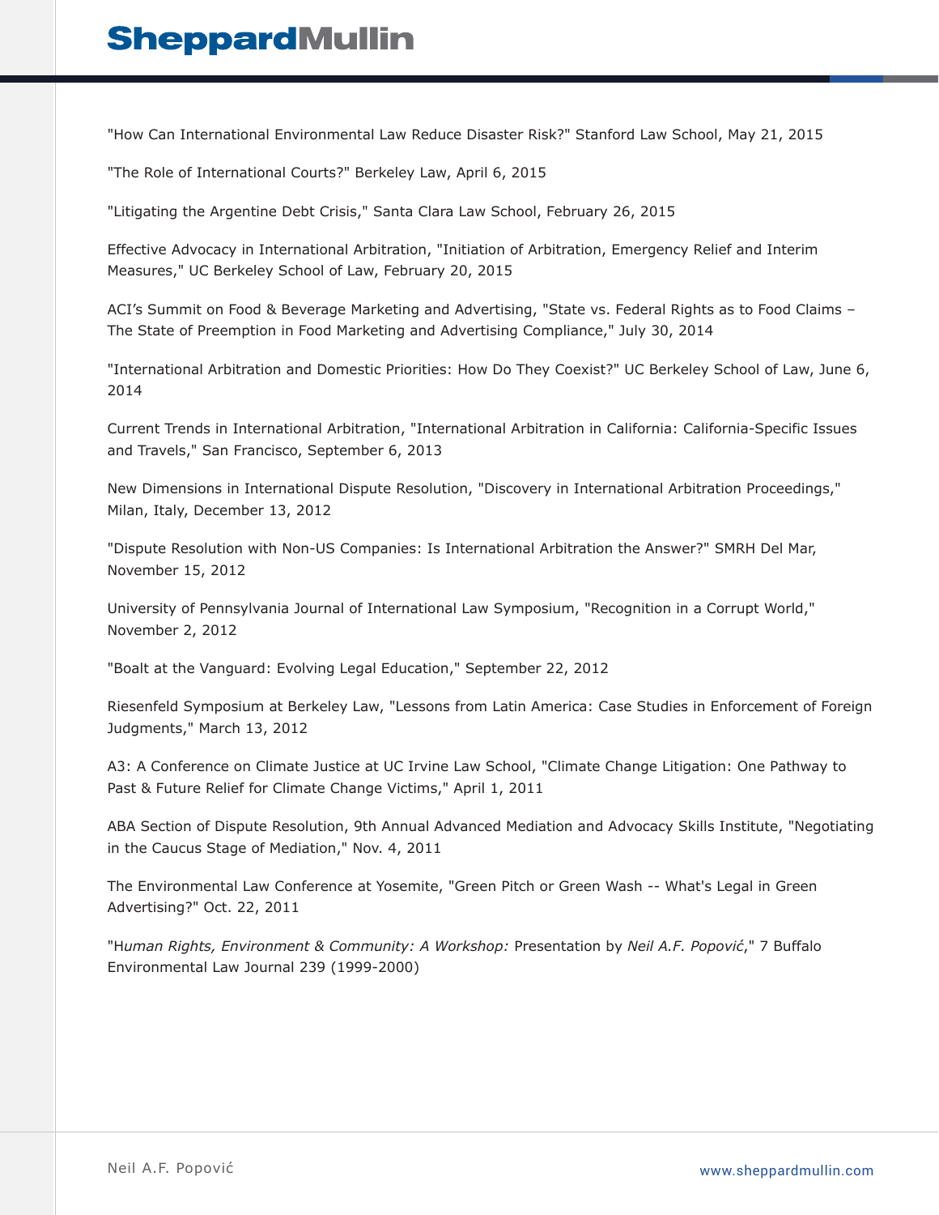"How Can International Environmental Law Reduce Disaster Risk?" Stanford Law School, May 21, 2015

"The Role of International Courts?" Berkeley Law, April 6, 2015

"Litigating the Argentine Debt Crisis," Santa Clara Law School, February 26, 2015

Effective Advocacy in International Arbitration, "Initiation of Arbitration, Emergency Relief and Interim Measures," UC Berkeley School of Law, February 20, 2015

ACI's Summit on Food & Beverage Marketing and Advertising, "State vs. Federal Rights as to Food Claims – The State of Preemption in Food Marketing and Advertising Compliance," July 30, 2014

"International Arbitration and Domestic Priorities: How Do They Coexist?" UC Berkeley School of Law, June 6, 2014

Current Trends in International Arbitration, "International Arbitration in California: California-Specific Issues and Travels," San Francisco, September 6, 2013

New Dimensions in International Dispute Resolution, "Discovery in International Arbitration Proceedings," Milan, Italy, December 13, 2012

"Dispute Resolution with Non-US Companies: Is International Arbitration the Answer?" SMRH Del Mar, November 15, 2012

University of Pennsylvania Journal of International Law Symposium, "Recognition in a Corrupt World," November 2, 2012

"Boalt at the Vanguard: Evolving Legal Education," September 22, 2012

Riesenfeld Symposium at Berkeley Law, "Lessons from Latin America: Case Studies in Enforcement of Foreign Judgments," March 13, 2012

A3: A Conference on Climate Justice at UC Irvine Law School, "Climate Change Litigation: One Pathway to Past & Future Relief for Climate Change Victims," April 1, 2011

ABA Section of Dispute Resolution, 9th Annual Advanced Mediation and Advocacy Skills Institute, "Negotiating in the Caucus Stage of Mediation," Nov. 4, 2011

The Environmental Law Conference at Yosemite, "Green Pitch or Green Wash -- What's Legal in Green Advertising?" Oct. 22, 2011

"H*uman Rights, Environment & Community: A Workshop:* Presentation by *Neil A.F. Popović*," 7 Buffalo Environmental Law Journal 239 (1999-2000)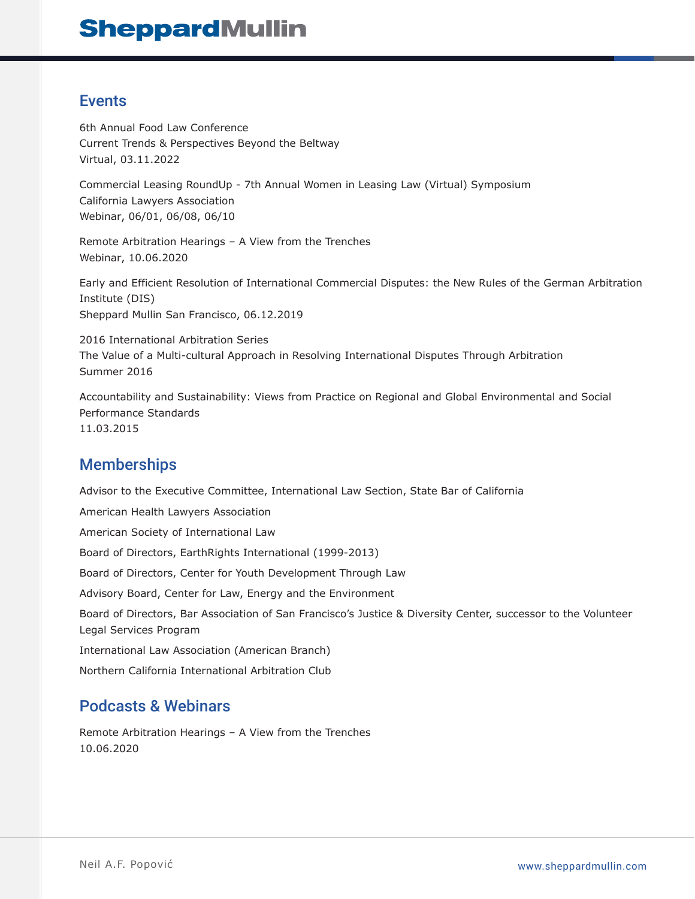## Events

6th Annual Food Law Conference
Current Trends & Perspectives Beyond the Beltway
Virtual, 03.11.2022

Commercial Leasing RoundUp - 7th Annual Women in Leasing Law (Virtual) Symposium
California Lawyers Association
Webinar, 06/01, 06/08, 06/10

Remote Arbitration Hearings – A View from the Trenches
Webinar, 10.06.2020

Early and Efficient Resolution of International Commercial Disputes: the New Rules of the German Arbitration Institute (DIS)
Sheppard Mullin San Francisco, 06.12.2019

2016 International Arbitration Series
The Value of a Multi-cultural Approach in Resolving International Disputes Through Arbitration
Summer 2016

Accountability and Sustainability: Views from Practice on Regional and Global Environmental and Social Performance Standards
11.03.2015

## Memberships

Advisor to the Executive Committee, International Law Section, State Bar of California

American Health Lawyers Association

American Society of International Law

Board of Directors, EarthRights International (1999-2013)

Board of Directors, Center for Youth Development Through Law

Advisory Board, Center for Law, Energy and the Environment

Board of Directors, Bar Association of San Francisco's Justice & Diversity Center, successor to the Volunteer Legal Services Program

International Law Association (American Branch)

Northern California International Arbitration Club

## Podcasts & Webinars

Remote Arbitration Hearings – A View from the Trenches
10.06.2020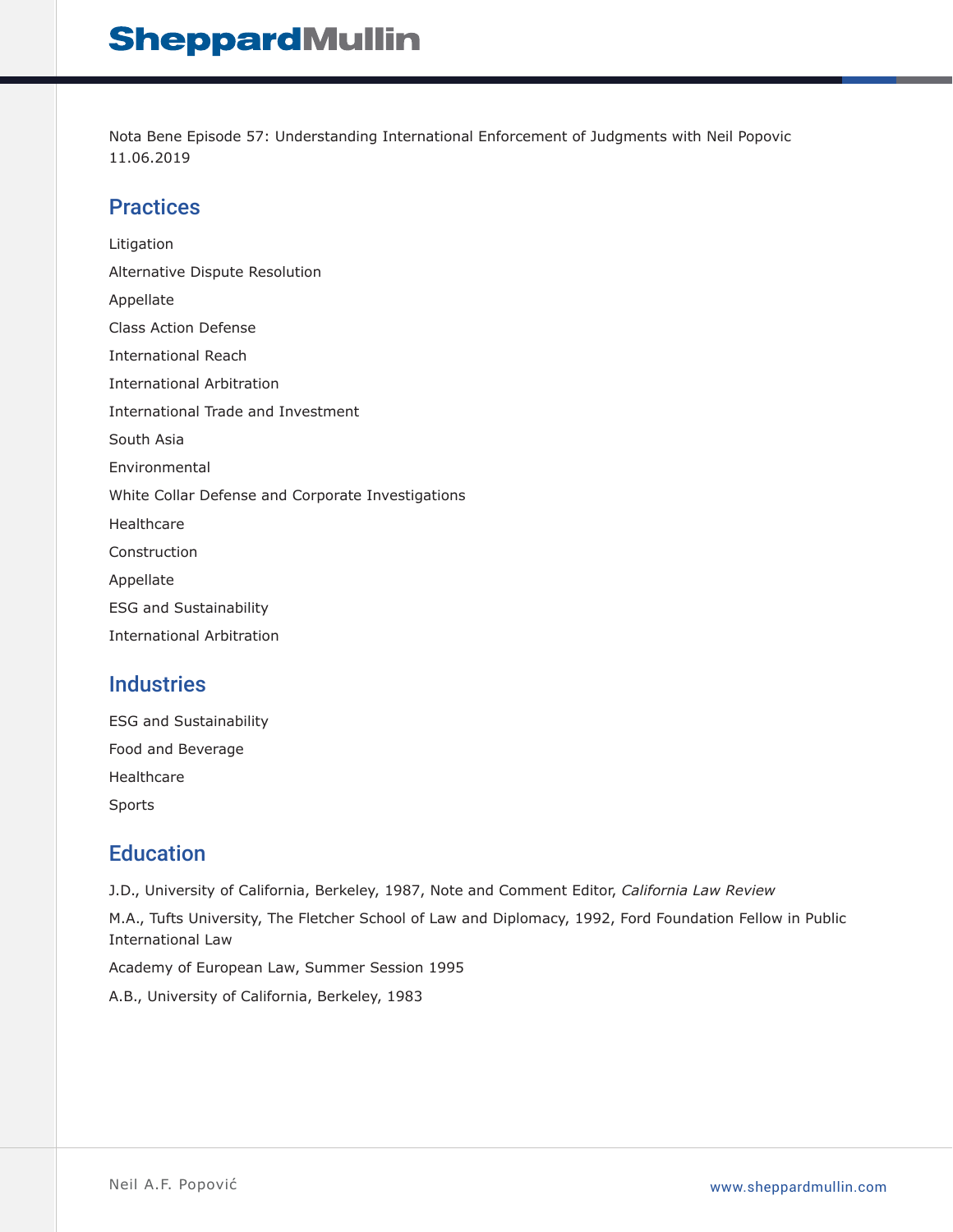Nota Bene Episode 57: Understanding International Enforcement of Judgments with Neil Popovic
11.06.2019

## Practices

Litigation

Alternative Dispute Resolution

Appellate

Class Action Defense

International Reach

International Arbitration

International Trade and Investment

South Asia

Environmental

White Collar Defense and Corporate Investigations

Healthcare

Construction

Appellate

ESG and Sustainability

International Arbitration

## Industries

ESG and Sustainability

Food and Beverage

Healthcare

Sports

## Education

J.D., University of California, Berkeley, 1987, Note and Comment Editor, *California Law Review*

M.A., Tufts University, The Fletcher School of Law and Diplomacy, 1992, Ford Foundation Fellow in Public International Law

Academy of European Law, Summer Session 1995

A.B., University of California, Berkeley, 1983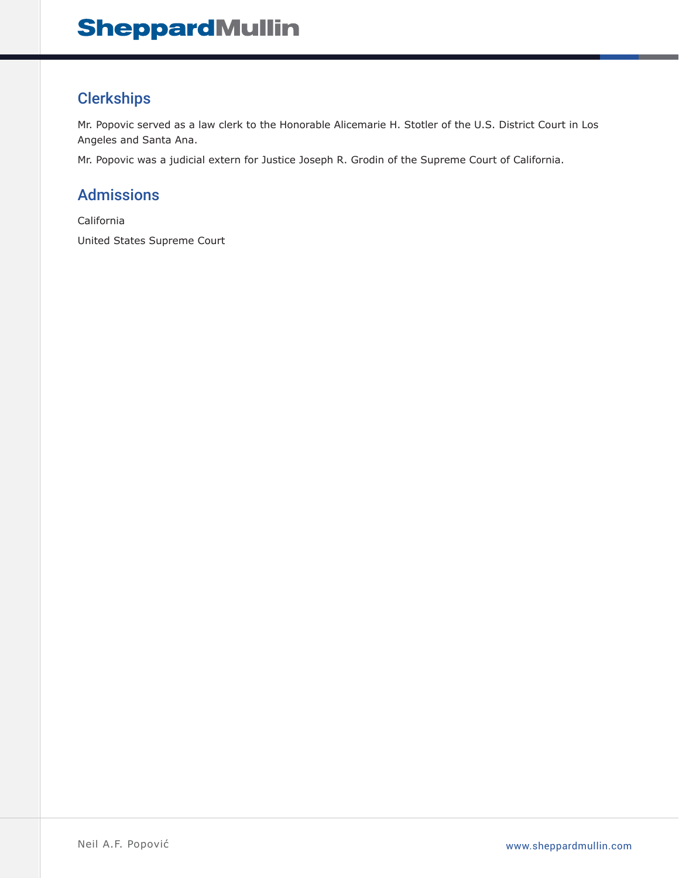## Clerkships

Mr. Popovic served as a law clerk to the Honorable Alicemarie H. Stotler of the U.S. District Court in Los Angeles and Santa Ana.

Mr. Popovic was a judicial extern for Justice Joseph R. Grodin of the Supreme Court of California.

## Admissions

California

United States Supreme Court